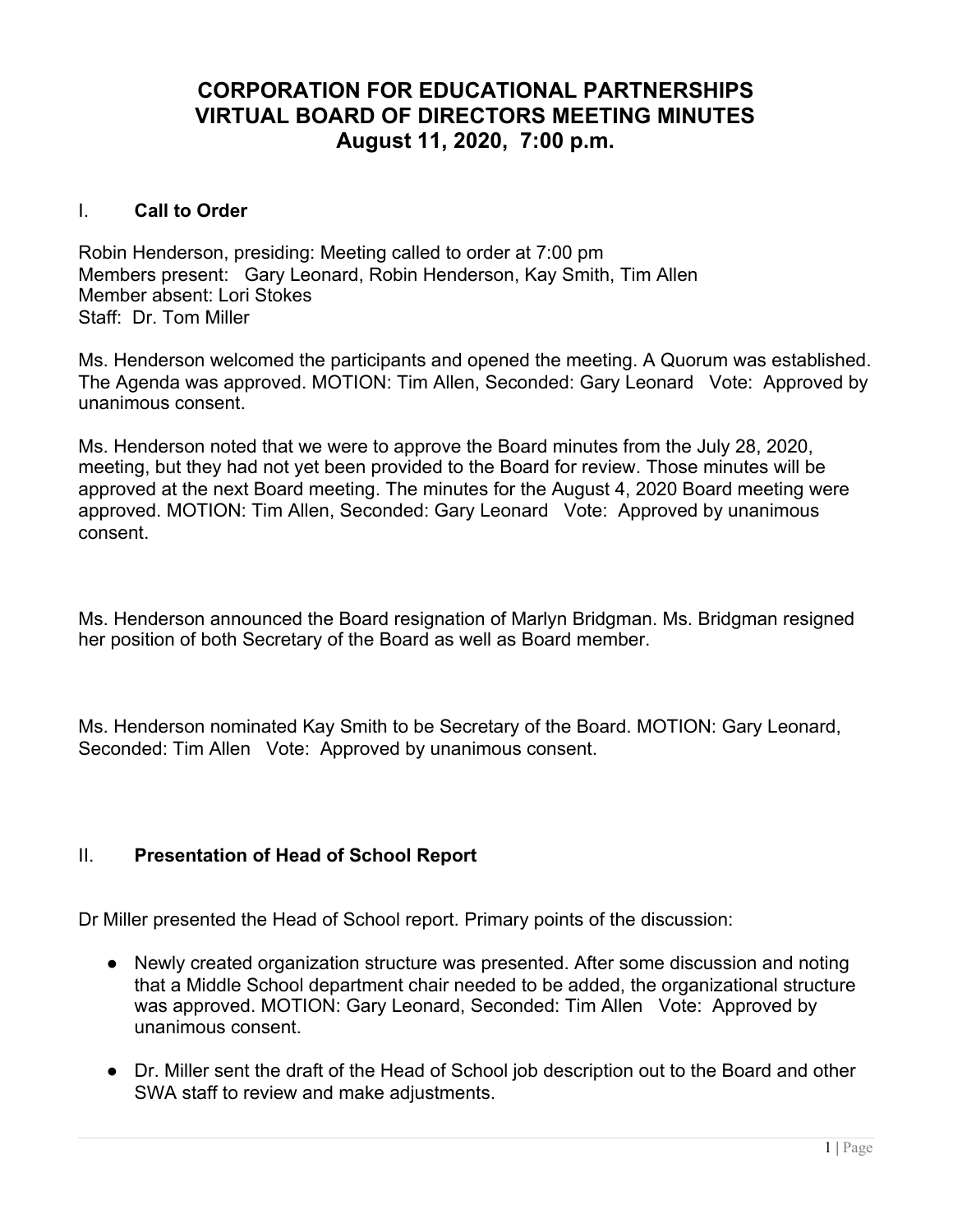# CORPORATION FOR EDUCATIONAL PARTNERSHIPS
# VIRTUAL BOARD OF DIRECTORS MEETING MINUTES
# August 11, 2020, 7:00 p.m.

## I. **Call to Order**

Robin Henderson, presiding: Meeting called to order at 7:00 pm
Members present: Gary Leonard, Robin Henderson, Kay Smith, Tim Allen
Member absent: Lori Stokes
Staff: Dr. Tom Miller

Ms. Henderson welcomed the participants and opened the meeting. A Quorum was established. The Agenda was approved. MOTION: Tim Allen, Seconded: Gary Leonard Vote: Approved by unanimous consent.

Ms. Henderson noted that we were to approve the Board minutes from the July 28, 2020, meeting, but they had not yet been provided to the Board for review. Those minutes will be approved at the next Board meeting. The minutes for the August 4, 2020 Board meeting were approved. MOTION: Tim Allen, Seconded: Gary Leonard Vote: Approved by unanimous consent.

Ms. Henderson announced the Board resignation of Marlyn Bridgman. Ms. Bridgman resigned her position of both Secretary of the Board as well as Board member.

Ms. Henderson nominated Kay Smith to be Secretary of the Board. MOTION: Gary Leonard, Seconded: Tim Allen Vote: Approved by unanimous consent.

## II. **Presentation of Head of School Report**

Dr Miller presented the Head of School report. Primary points of the discussion:

- Newly created organization structure was presented. After some discussion and noting that a Middle School department chair needed to be added, the organizational structure was approved. MOTION: Gary Leonard, Seconded: Tim Allen Vote: Approved by unanimous consent.
- Dr. Miller sent the draft of the Head of School job description out to the Board and other SWA staff to review and make adjustments.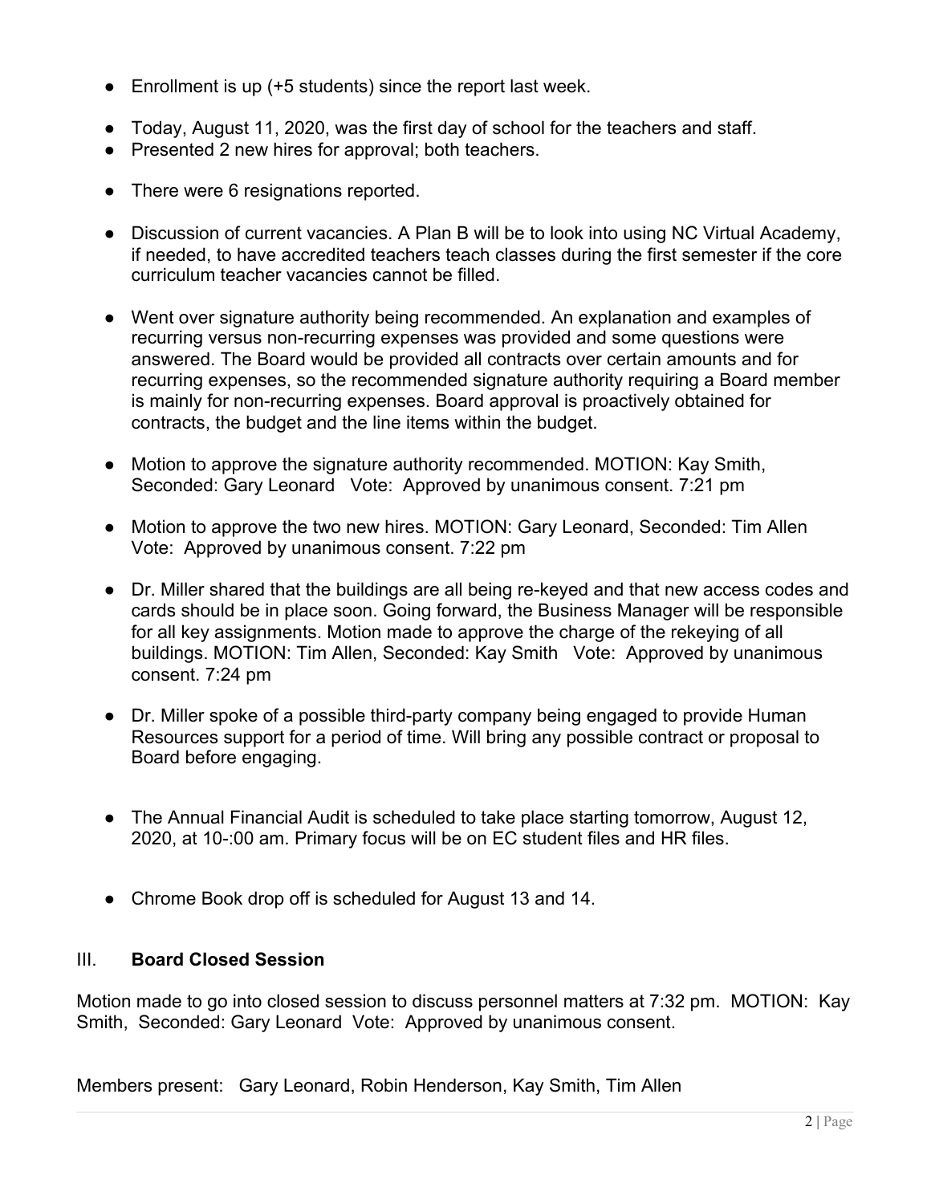- Enrollment is up (+5 students) since the report last week.
- Today, August 11, 2020, was the first day of school for the teachers and staff.
- Presented 2 new hires for approval; both teachers.
- There were 6 resignations reported.
- Discussion of current vacancies. A Plan B will be to look into using NC Virtual Academy, if needed, to have accredited teachers teach classes during the first semester if the core curriculum teacher vacancies cannot be filled.
- Went over signature authority being recommended. An explanation and examples of recurring versus non-recurring expenses was provided and some questions were answered. The Board would be provided all contracts over certain amounts and for recurring expenses, so the recommended signature authority requiring a Board member is mainly for non-recurring expenses. Board approval is proactively obtained for contracts, the budget and the line items within the budget.
- Motion to approve the signature authority recommended. MOTION: Kay Smith, Seconded: Gary Leonard Vote: Approved by unanimous consent. 7:21 pm
- Motion to approve the two new hires. MOTION: Gary Leonard, Seconded: Tim Allen Vote: Approved by unanimous consent. 7:22 pm
- Dr. Miller shared that the buildings are all being re-keyed and that new access codes and cards should be in place soon. Going forward, the Business Manager will be responsible for all key assignments. Motion made to approve the charge of the rekeying of all buildings. MOTION: Tim Allen, Seconded: Kay Smith Vote: Approved by unanimous consent. 7:24 pm
- Dr. Miller spoke of a possible third-party company being engaged to provide Human Resources support for a period of time. Will bring any possible contract or proposal to Board before engaging.
- The Annual Financial Audit is scheduled to take place starting tomorrow, August 12, 2020, at 10-:00 am. Primary focus will be on EC student files and HR files.
- Chrome Book drop off is scheduled for August 13 and 14.

## III. **Board Closed Session**

Motion made to go into closed session to discuss personnel matters at 7:32 pm. MOTION: Kay Smith, Seconded: Gary Leonard Vote: Approved by unanimous consent.

Members present: Gary Leonard, Robin Henderson, Kay Smith, Tim Allen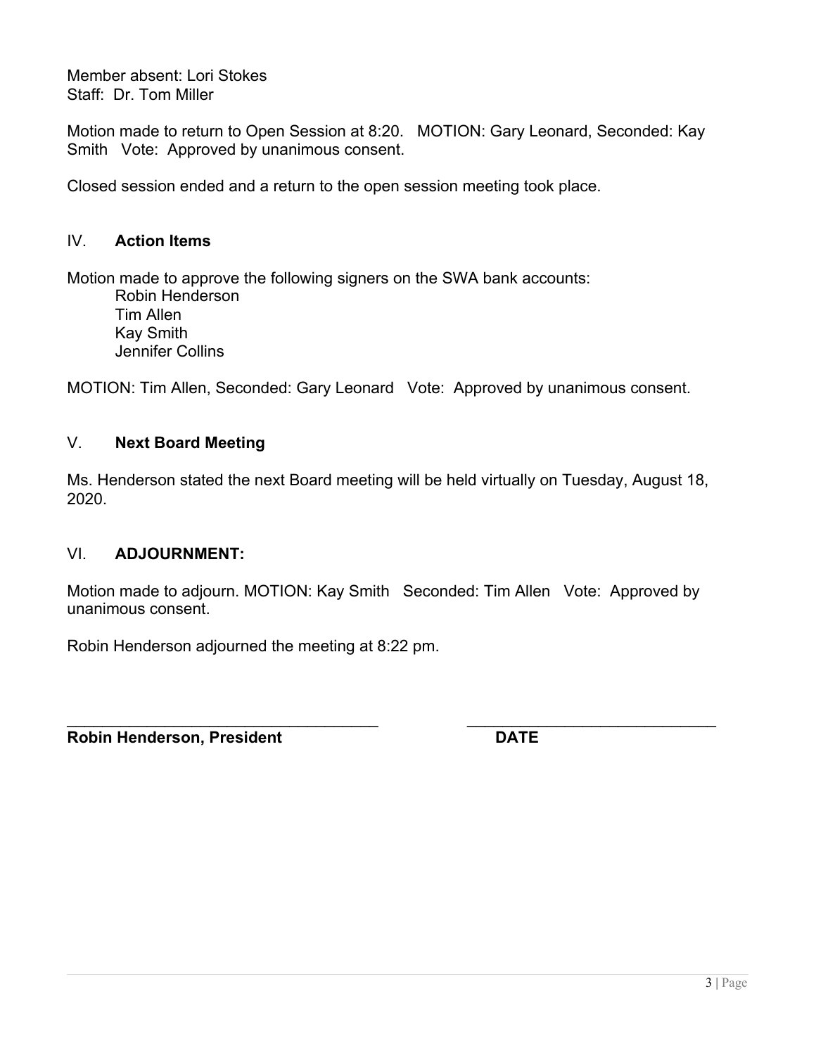Member absent: Lori Stokes
Staff: Dr. Tom Miller

Motion made to return to Open Session at 8:20. MOTION: Gary Leonard, Seconded: Kay Smith Vote: Approved by unanimous consent.

Closed session ended and a return to the open session meeting took place.

## IV. **Action Items**

Motion made to approve the following signers on the SWA bank accounts:

- Robin Henderson
- Tim Allen
- Kay Smith
- Jennifer Collins

MOTION: Tim Allen, Seconded: Gary Leonard Vote: Approved by unanimous consent.

## V. **Next Board Meeting**

Ms. Henderson stated the next Board meeting will be held virtually on Tuesday, August 18, 2020.

## VI. **ADJOURNMENT:**

Motion made to adjourn. MOTION: Kay Smith Seconded: Tim Allen Vote: Approved by unanimous consent.

Robin Henderson adjourned the meeting at 8:22 pm.

\_\_\_\_\_\_\_\_\_\_\_\_\_\_\_\_\_\_\_\_\_\_\_\_\_\_\_\_\_\_\_\_\_\_\_\_ \_\_\_\_\_\_\_\_\_\_\_\_\_\_\_\_\_\_\_\_\_\_\_\_\_\_\_\_\_\_

**Robin Henderson, President** **DATE**